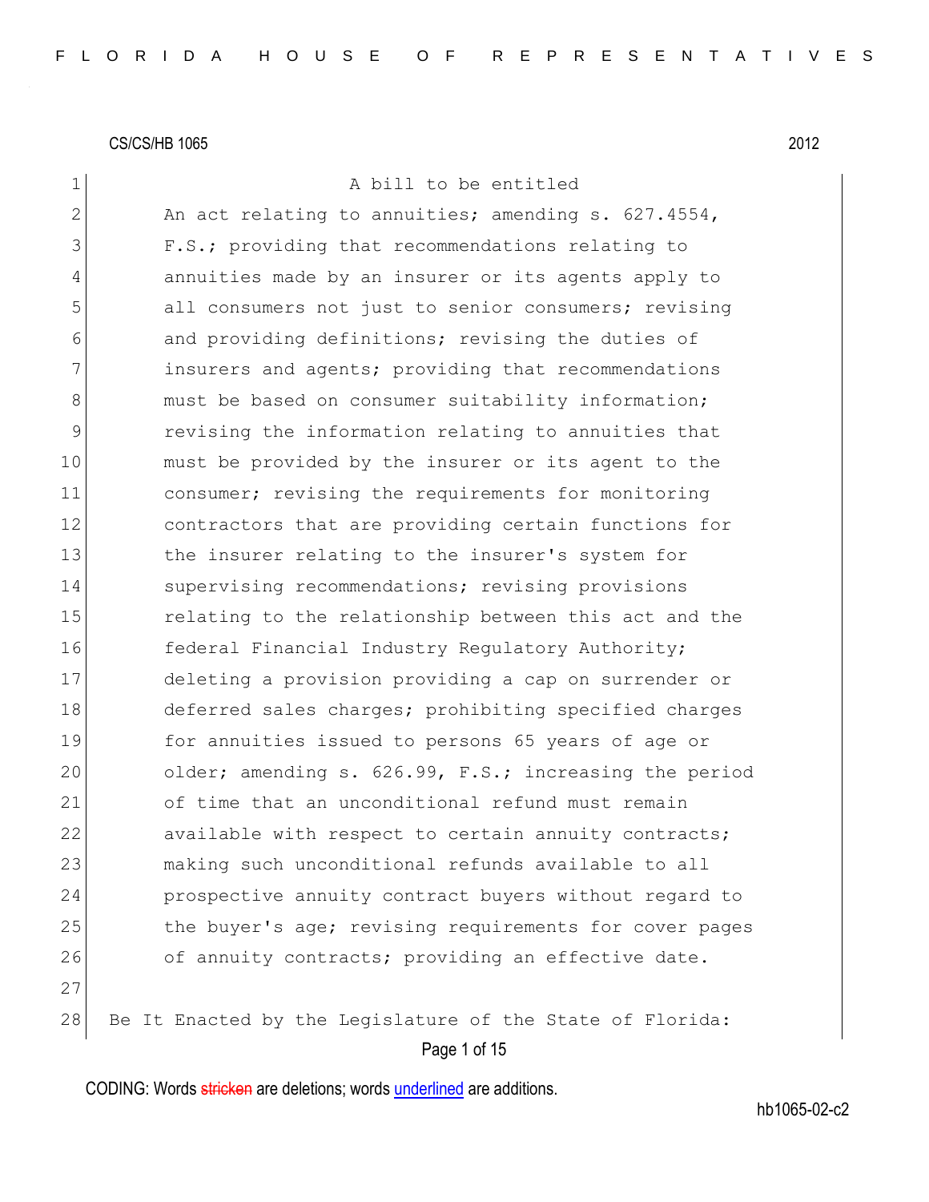CS/CS/HB 1065 2012

A bill to be entitled

An act relating to annuities; amending s. 627.4554, F.S.; providing that recommendations relating to annuities made by an insurer or its agents apply to all consumers not just to senior consumers; revising and providing definitions; revising the duties of insurers and agents; providing that recommendations must be based on consumer suitability information; revising the information relating to annuities that must be provided by the insurer or its agent to the consumer; revising the requirements for monitoring contractors that are providing certain functions for the insurer relating to the insurer's system for supervising recommendations; revising provisions relating to the relationship between this act and the federal Financial Industry Regulatory Authority; deleting a provision providing a cap on surrender or deferred sales charges; prohibiting specified charges for annuities issued to persons 65 years of age or older; amending s. 626.99, F.S.; increasing the period of time that an unconditional refund must remain available with respect to certain annuity contracts; making such unconditional refunds available to all prospective annuity contract buyers without regard to the buyer's age; revising requirements for cover pages of annuity contracts; providing an effective date.

Be It Enacted by the Legislature of the State of Florida: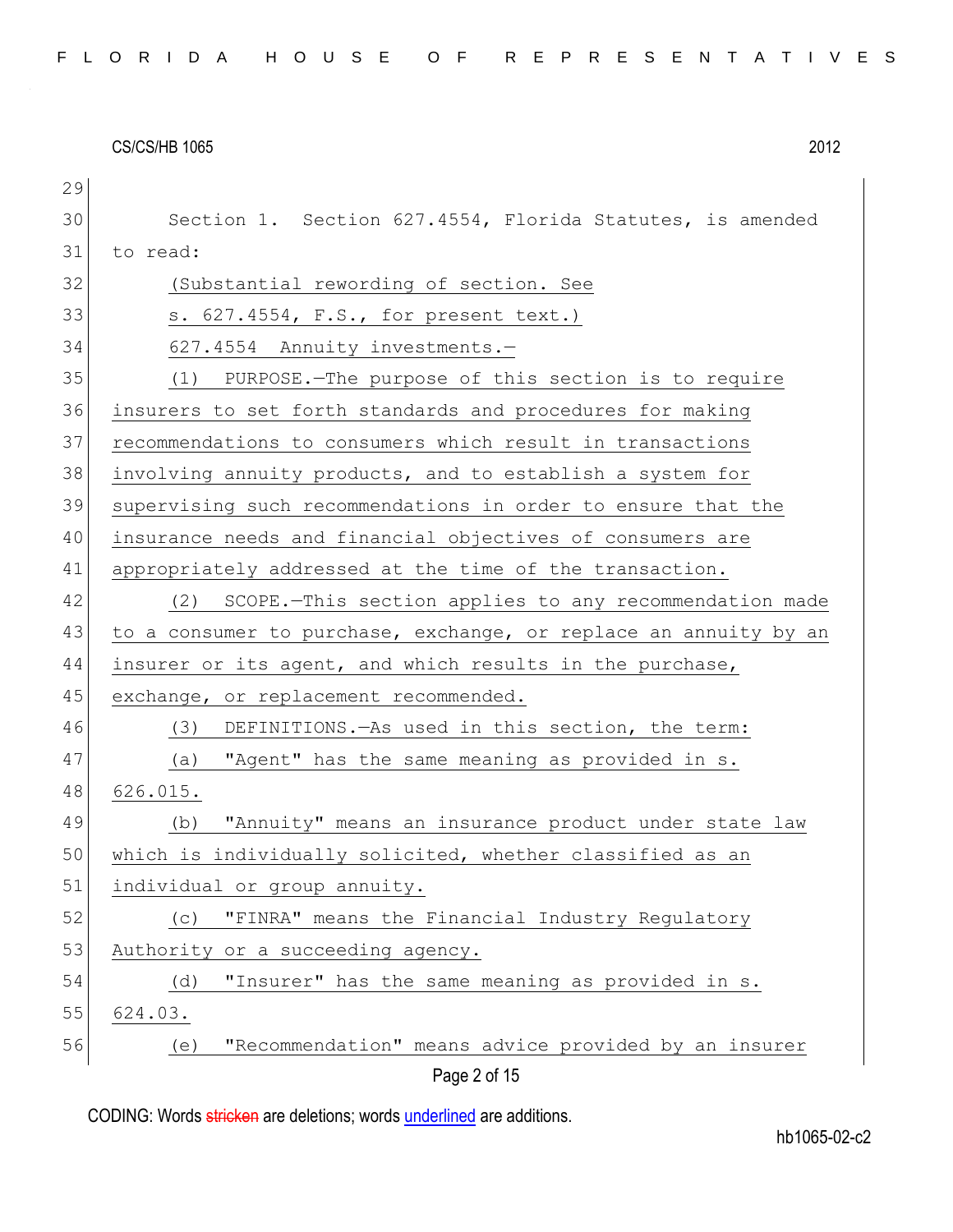Section 1. Section 627.4554, Florida Statutes, is amended to read:

(Substantial rewording of section. See s. 627.4554, F.S., for present text.)

627.4554 Annuity investments.—

(1) PURPOSE.—The purpose of this section is to require insurers to set forth standards and procedures for making recommendations to consumers which result in transactions involving annuity products, and to establish a system for supervising such recommendations in order to ensure that the insurance needs and financial objectives of consumers are appropriately addressed at the time of the transaction.

(2) SCOPE.—This section applies to any recommendation made to a consumer to purchase, exchange, or replace an annuity by an insurer or its agent, and which results in the purchase, exchange, or replacement recommended.

(3) DEFINITIONS.—As used in this section, the term:

(a) "Agent" has the same meaning as provided in s. 626.015.

(b) "Annuity" means an insurance product under state law which is individually solicited, whether classified as an individual or group annuity.

(c) "FINRA" means the Financial Industry Regulatory Authority or a succeeding agency.

(d) "Insurer" has the same meaning as provided in s. 624.03.

(e) "Recommendation" means advice provided by an insurer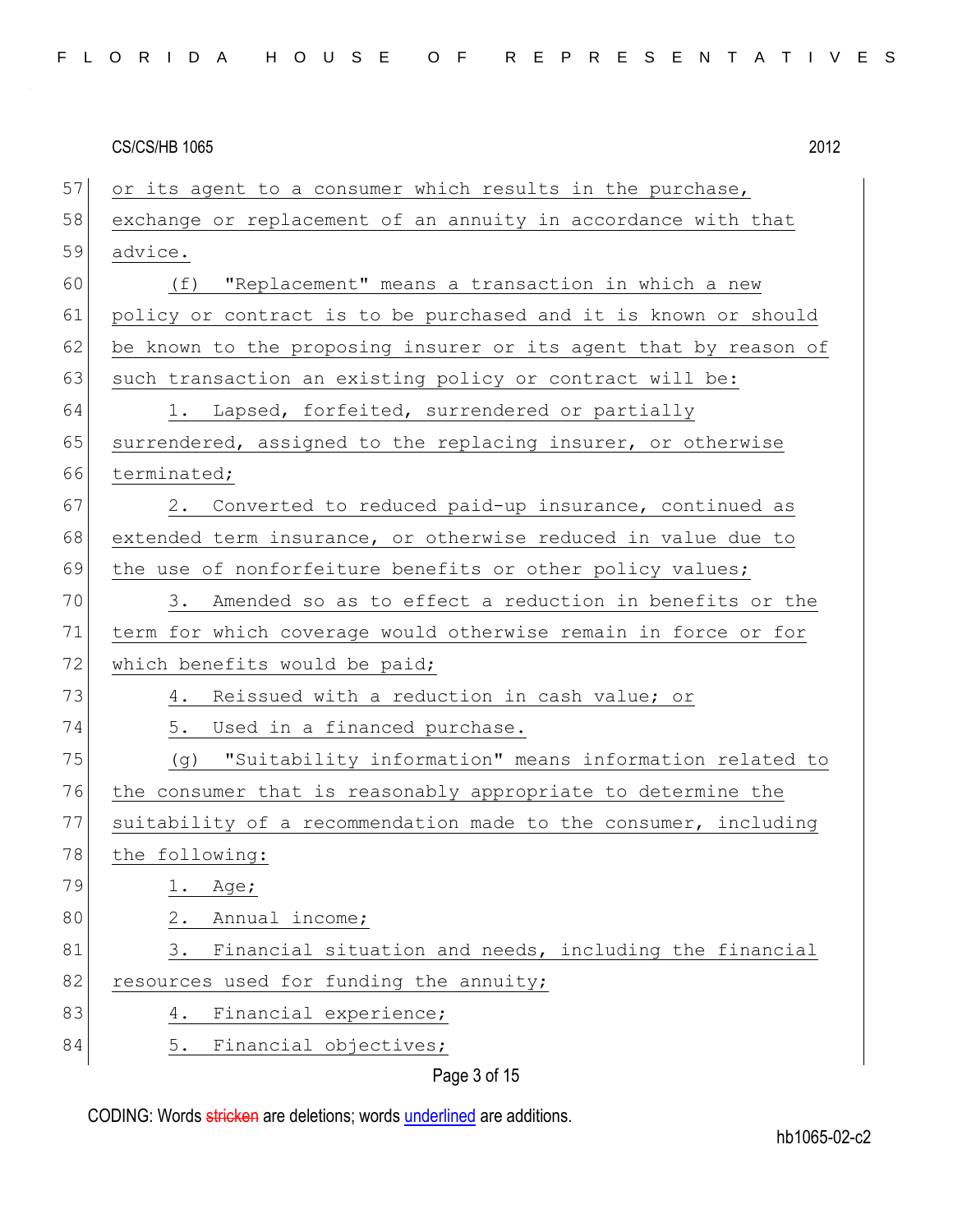or its agent to a consumer which results in the purchase, exchange or replacement of an annuity in accordance with that advice.

(f) "Replacement" means a transaction in which a new policy or contract is to be purchased and it is known or should be known to the proposing insurer or its agent that by reason of such transaction an existing policy or contract will be:

1. Lapsed, forfeited, surrendered or partially surrendered, assigned to the replacing insurer, or otherwise terminated;

2. Converted to reduced paid-up insurance, continued as extended term insurance, or otherwise reduced in value due to the use of nonforfeiture benefits or other policy values;

3. Amended so as to effect a reduction in benefits or the term for which coverage would otherwise remain in force or for which benefits would be paid;

4. Reissued with a reduction in cash value; or

5. Used in a financed purchase.

(g) "Suitability information" means information related to the consumer that is reasonably appropriate to determine the suitability of a recommendation made to the consumer, including the following:

1. Age;

2. Annual income;

3. Financial situation and needs, including the financial resources used for funding the annuity;

4. Financial experience;

5. Financial objectives;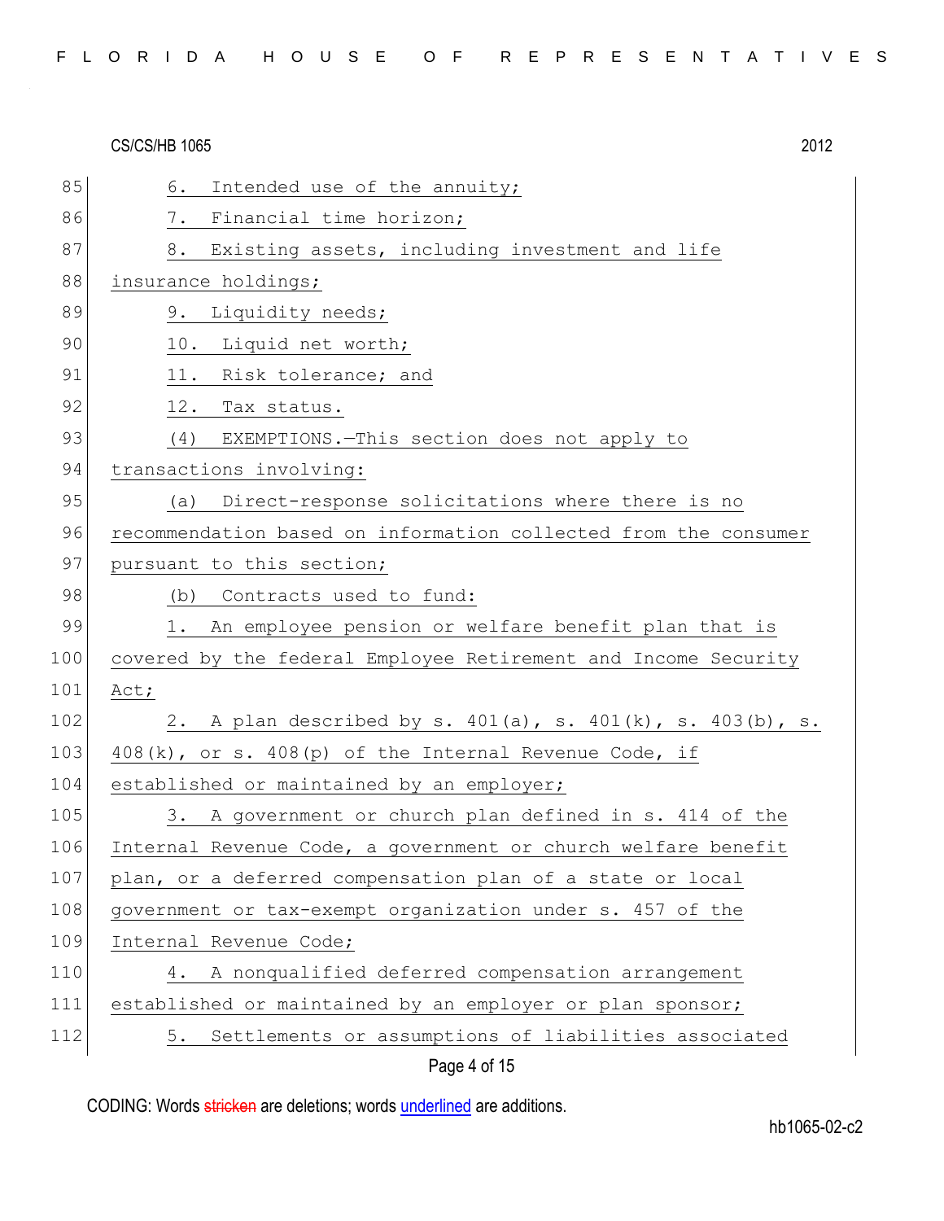6. Intended use of the annuity;

7. Financial time horizon;

8. Existing assets, including investment and life insurance holdings;

9. Liquidity needs;

10. Liquid net worth;

11. Risk tolerance; and

12. Tax status.

(4) EXEMPTIONS.—This section does not apply to transactions involving:

(a) Direct-response solicitations where there is no recommendation based on information collected from the consumer pursuant to this section;

(b) Contracts used to fund:

1. An employee pension or welfare benefit plan that is covered by the federal Employee Retirement and Income Security Act;

2. A plan described by s. 401(a), s. 401(k), s. 403(b), s. 408(k), or s. 408(p) of the Internal Revenue Code, if established or maintained by an employer;

3. A government or church plan defined in s. 414 of the Internal Revenue Code, a government or church welfare benefit plan, or a deferred compensation plan of a state or local government or tax-exempt organization under s. 457 of the Internal Revenue Code;

4. A nonqualified deferred compensation arrangement established or maintained by an employer or plan sponsor;

5. Settlements or assumptions of liabilities associated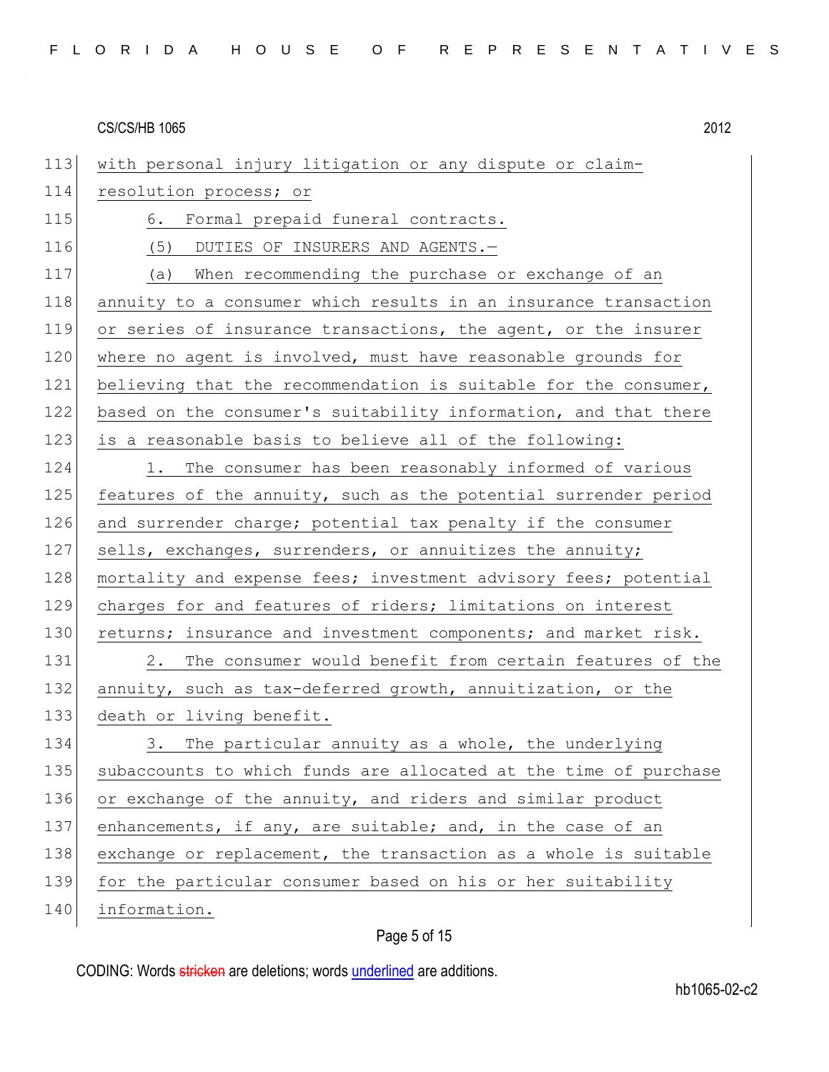with personal injury litigation or any dispute or claim-resolution process; or

6. Formal prepaid funeral contracts.

(5) DUTIES OF INSURERS AND AGENTS.—

(a) When recommending the purchase or exchange of an annuity to a consumer which results in an insurance transaction or series of insurance transactions, the agent, or the insurer where no agent is involved, must have reasonable grounds for believing that the recommendation is suitable for the consumer, based on the consumer's suitability information, and that there is a reasonable basis to believe all of the following:

1. The consumer has been reasonably informed of various features of the annuity, such as the potential surrender period and surrender charge; potential tax penalty if the consumer sells, exchanges, surrenders, or annuitizes the annuity; mortality and expense fees; investment advisory fees; potential charges for and features of riders; limitations on interest returns; insurance and investment components; and market risk.

2. The consumer would benefit from certain features of the annuity, such as tax-deferred growth, annuitization, or the death or living benefit.

3. The particular annuity as a whole, the underlying subaccounts to which funds are allocated at the time of purchase or exchange of the annuity, and riders and similar product enhancements, if any, are suitable; and, in the case of an exchange or replacement, the transaction as a whole is suitable for the particular consumer based on his or her suitability information.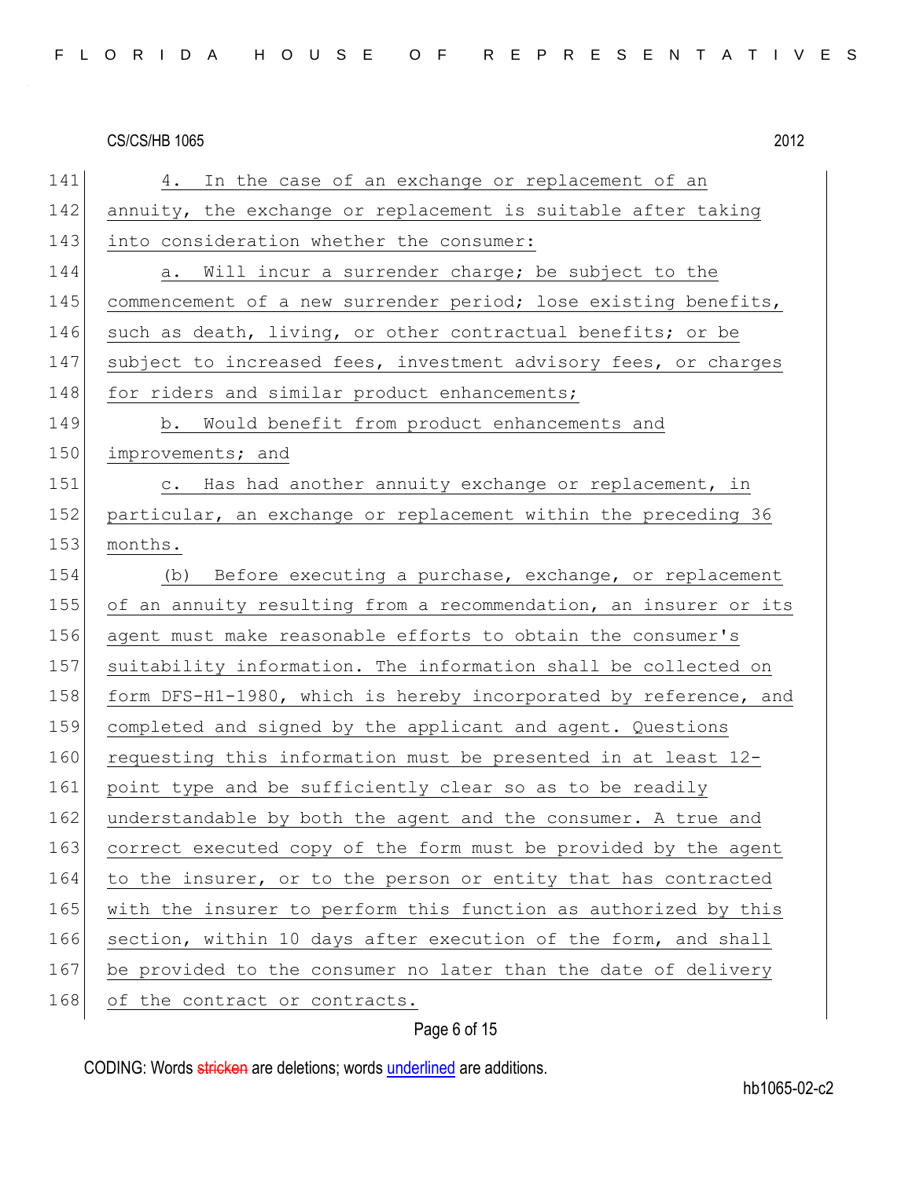4. In the case of an exchange or replacement of an annuity, the exchange or replacement is suitable after taking into consideration whether the consumer:

a. Will incur a surrender charge; be subject to the commencement of a new surrender period; lose existing benefits, such as death, living, or other contractual benefits; or be subject to increased fees, investment advisory fees, or charges for riders and similar product enhancements;

b. Would benefit from product enhancements and improvements; and

c. Has had another annuity exchange or replacement, in particular, an exchange or replacement within the preceding 36 months.

(b) Before executing a purchase, exchange, or replacement of an annuity resulting from a recommendation, an insurer or its agent must make reasonable efforts to obtain the consumer's suitability information. The information shall be collected on form DFS-H1-1980, which is hereby incorporated by reference, and completed and signed by the applicant and agent. Questions requesting this information must be presented in at least 12-point type and be sufficiently clear so as to be readily understandable by both the agent and the consumer. A true and correct executed copy of the form must be provided by the agent to the insurer, or to the person or entity that has contracted with the insurer to perform this function as authorized by this section, within 10 days after execution of the form, and shall be provided to the consumer no later than the date of delivery of the contract or contracts.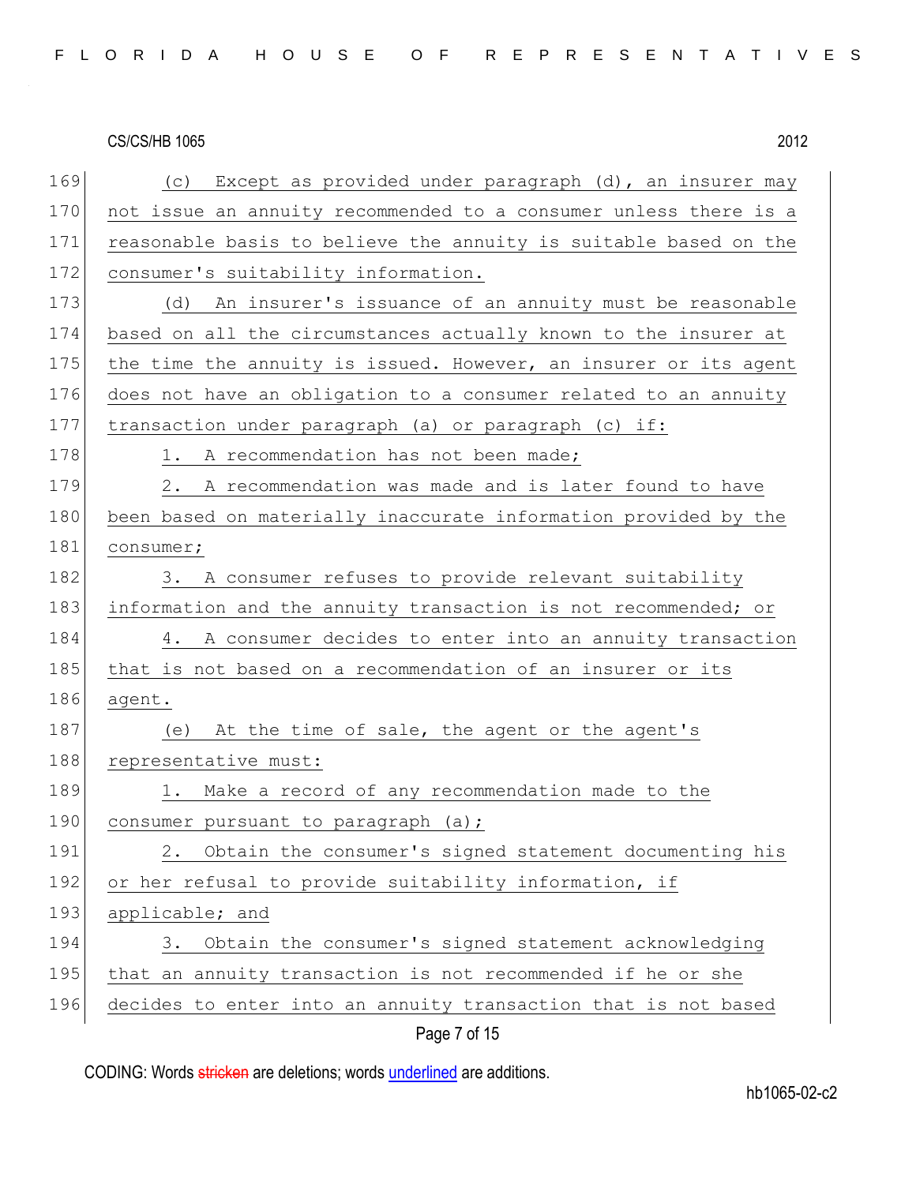(c) Except as provided under paragraph (d), an insurer may not issue an annuity recommended to a consumer unless there is a reasonable basis to believe the annuity is suitable based on the consumer's suitability information.

(d) An insurer's issuance of an annuity must be reasonable based on all the circumstances actually known to the insurer at the time the annuity is issued. However, an insurer or its agent does not have an obligation to a consumer related to an annuity transaction under paragraph (a) or paragraph (c) if:

1. A recommendation has not been made;

2. A recommendation was made and is later found to have been based on materially inaccurate information provided by the consumer;

3. A consumer refuses to provide relevant suitability information and the annuity transaction is not recommended; or

4. A consumer decides to enter into an annuity transaction that is not based on a recommendation of an insurer or its agent.

(e) At the time of sale, the agent or the agent's representative must:

1. Make a record of any recommendation made to the consumer pursuant to paragraph (a);

2. Obtain the consumer's signed statement documenting his or her refusal to provide suitability information, if applicable; and

3. Obtain the consumer's signed statement acknowledging that an annuity transaction is not recommended if he or she decides to enter into an annuity transaction that is not based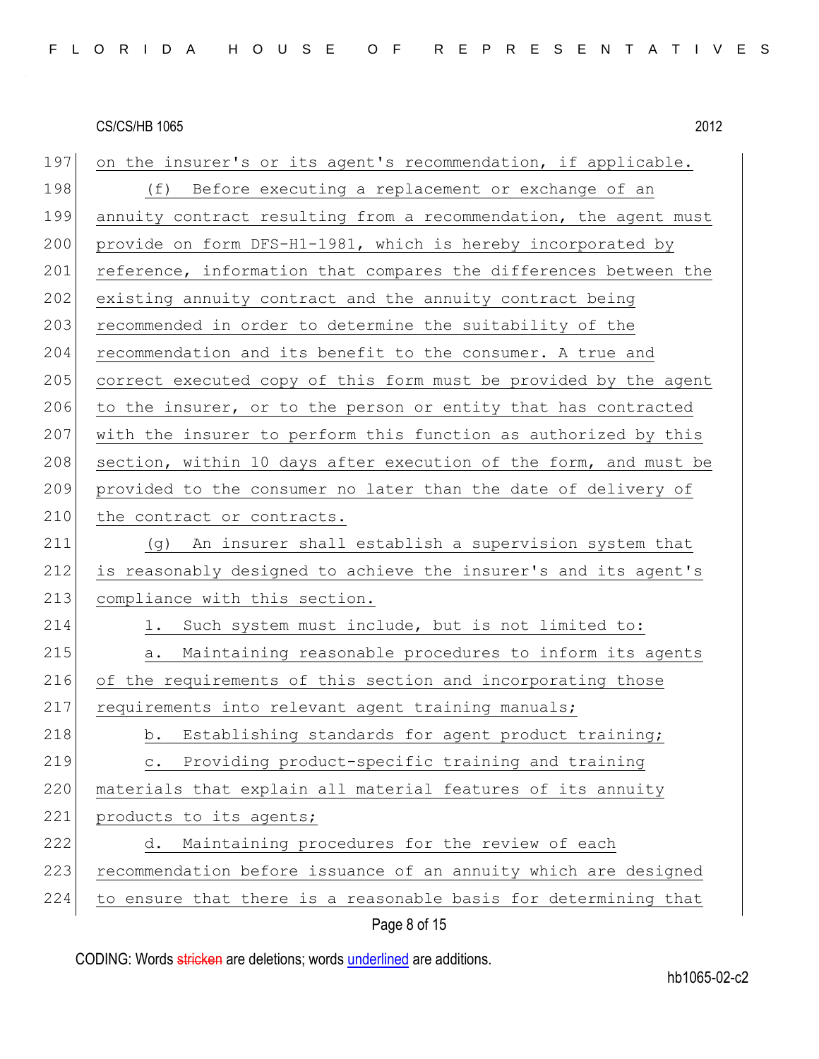on the insurer's or its agent's recommendation, if applicable.

(f) Before executing a replacement or exchange of an annuity contract resulting from a recommendation, the agent must provide on form DFS-H1-1981, which is hereby incorporated by reference, information that compares the differences between the existing annuity contract and the annuity contract being recommended in order to determine the suitability of the recommendation and its benefit to the consumer. A true and correct executed copy of this form must be provided by the agent to the insurer, or to the person or entity that has contracted with the insurer to perform this function as authorized by this section, within 10 days after execution of the form, and must be provided to the consumer no later than the date of delivery of the contract or contracts.

(g) An insurer shall establish a supervision system that is reasonably designed to achieve the insurer's and its agent's compliance with this section.

1. Such system must include, but is not limited to:

a. Maintaining reasonable procedures to inform its agents of the requirements of this section and incorporating those requirements into relevant agent training manuals;

b. Establishing standards for agent product training;

c. Providing product-specific training and training materials that explain all material features of its annuity products to its agents;

d. Maintaining procedures for the review of each recommendation before issuance of an annuity which are designed to ensure that there is a reasonable basis for determining that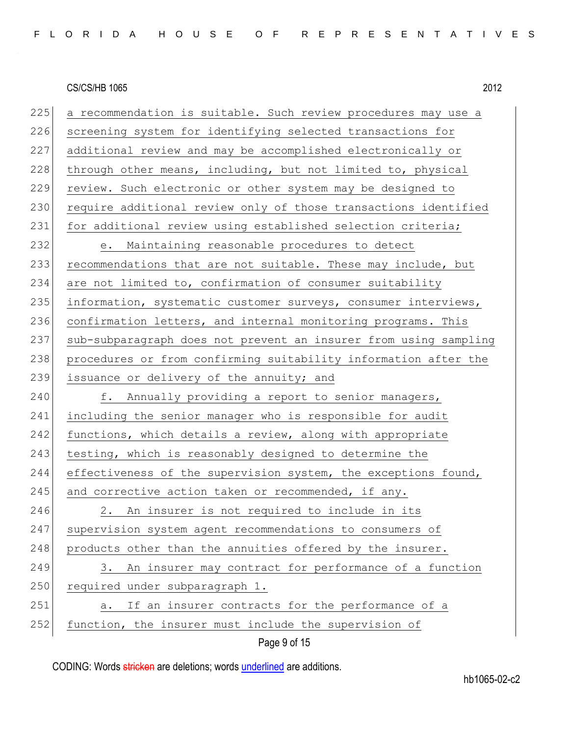a recommendation is suitable. Such review procedures may use a screening system for identifying selected transactions for additional review and may be accomplished electronically or through other means, including, but not limited to, physical review. Such electronic or other system may be designed to require additional review only of those transactions identified for additional review using established selection criteria;

e. Maintaining reasonable procedures to detect recommendations that are not suitable. These may include, but are not limited to, confirmation of consumer suitability information, systematic customer surveys, consumer interviews, confirmation letters, and internal monitoring programs. This sub-subparagraph does not prevent an insurer from using sampling procedures or from confirming suitability information after the issuance or delivery of the annuity; and

f. Annually providing a report to senior managers, including the senior manager who is responsible for audit functions, which details a review, along with appropriate testing, which is reasonably designed to determine the effectiveness of the supervision system, the exceptions found, and corrective action taken or recommended, if any.

2. An insurer is not required to include in its supervision system agent recommendations to consumers of products other than the annuities offered by the insurer.

3. An insurer may contract for performance of a function required under subparagraph 1.

a. If an insurer contracts for the performance of a function, the insurer must include the supervision of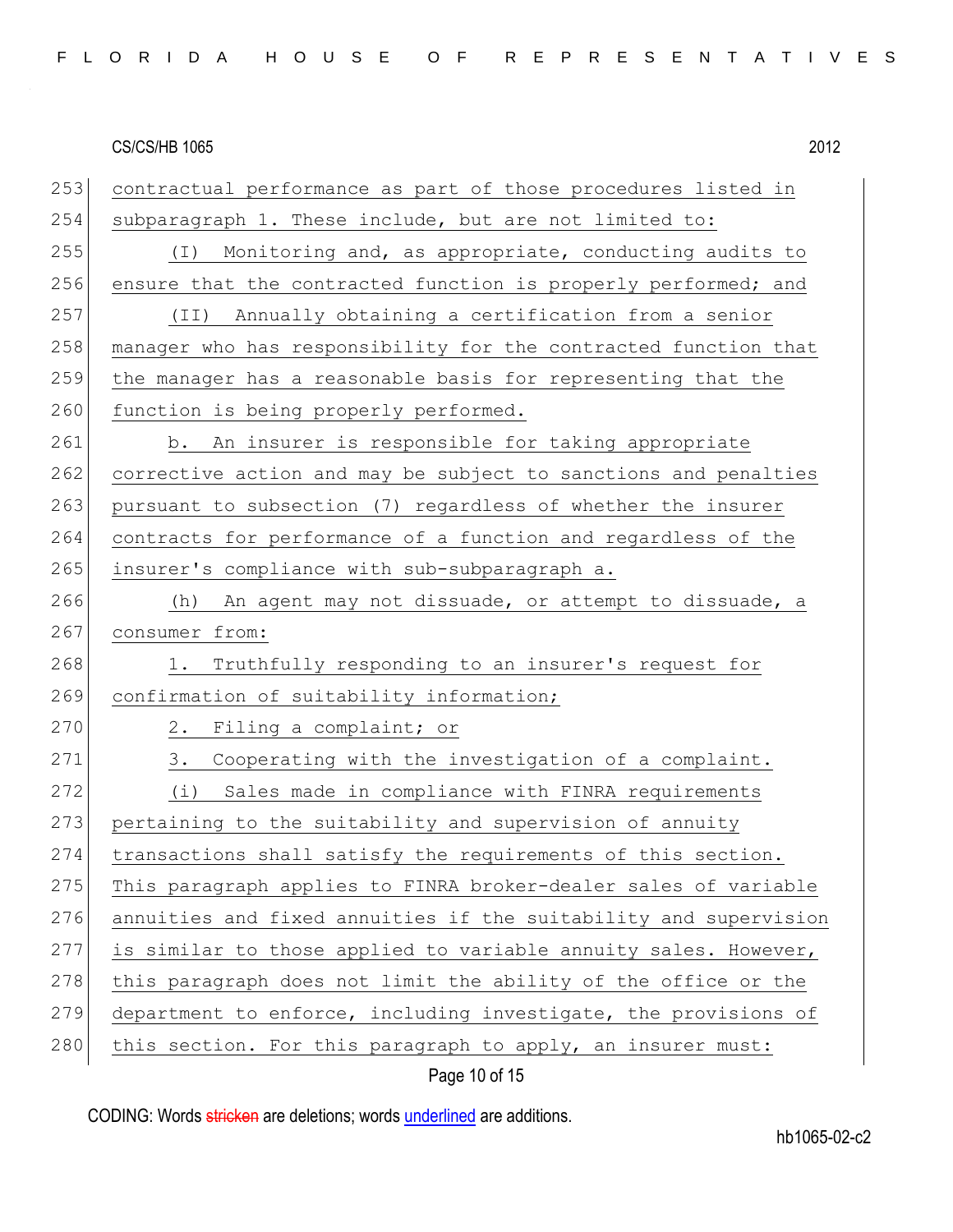contractual performance as part of those procedures listed in subparagraph 1. These include, but are not limited to:

(I) Monitoring and, as appropriate, conducting audits to ensure that the contracted function is properly performed; and

(II) Annually obtaining a certification from a senior manager who has responsibility for the contracted function that the manager has a reasonable basis for representing that the function is being properly performed.

b. An insurer is responsible for taking appropriate corrective action and may be subject to sanctions and penalties pursuant to subsection (7) regardless of whether the insurer contracts for performance of a function and regardless of the insurer's compliance with sub-subparagraph a.

(h) An agent may not dissuade, or attempt to dissuade, a consumer from:

1. Truthfully responding to an insurer's request for confirmation of suitability information;

2. Filing a complaint; or

3. Cooperating with the investigation of a complaint.

(i) Sales made in compliance with FINRA requirements pertaining to the suitability and supervision of annuity transactions shall satisfy the requirements of this section. This paragraph applies to FINRA broker-dealer sales of variable annuities and fixed annuities if the suitability and supervision is similar to those applied to variable annuity sales. However, this paragraph does not limit the ability of the office or the department to enforce, including investigate, the provisions of this section. For this paragraph to apply, an insurer must: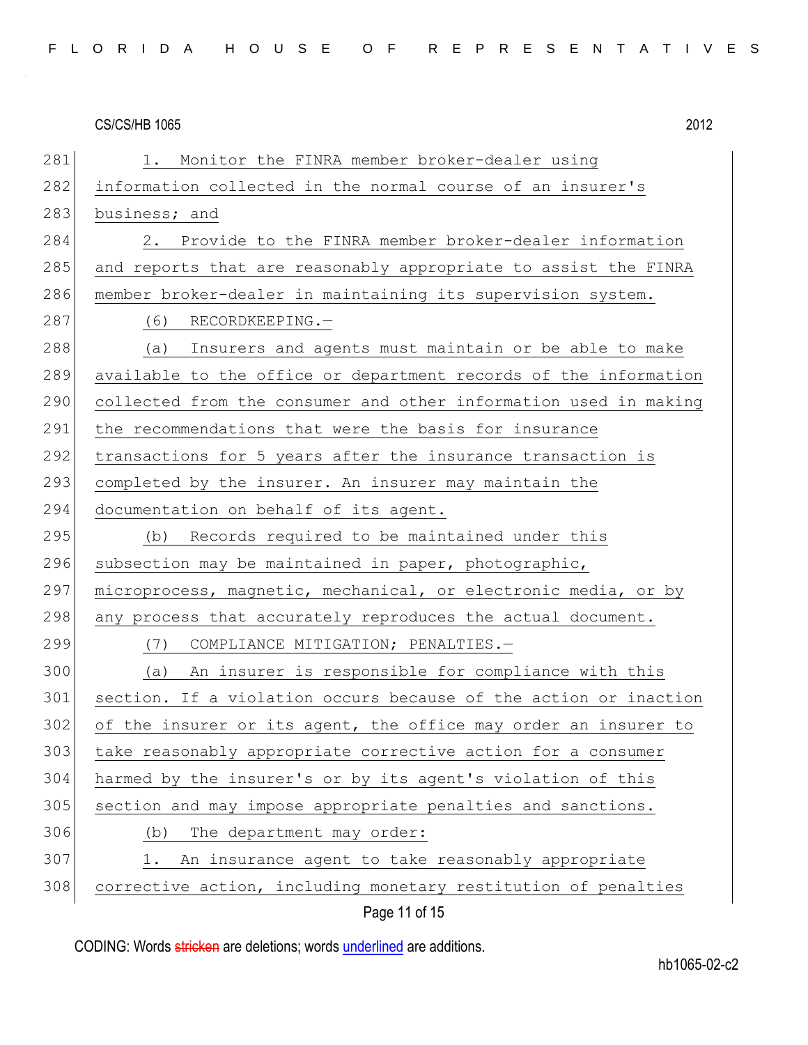1. Monitor the FINRA member broker-dealer using information collected in the normal course of an insurer's business; and

2. Provide to the FINRA member broker-dealer information and reports that are reasonably appropriate to assist the FINRA member broker-dealer in maintaining its supervision system.

(6) RECORDKEEPING.—

(a) Insurers and agents must maintain or be able to make available to the office or department records of the information collected from the consumer and other information used in making the recommendations that were the basis for insurance transactions for 5 years after the insurance transaction is completed by the insurer. An insurer may maintain the documentation on behalf of its agent.

(b) Records required to be maintained under this subsection may be maintained in paper, photographic, microprocess, magnetic, mechanical, or electronic media, or by any process that accurately reproduces the actual document.

(7) COMPLIANCE MITIGATION; PENALTIES.—

(a) An insurer is responsible for compliance with this section. If a violation occurs because of the action or inaction of the insurer or its agent, the office may order an insurer to take reasonably appropriate corrective action for a consumer harmed by the insurer's or by its agent's violation of this section and may impose appropriate penalties and sanctions.

(b) The department may order:

1. An insurance agent to take reasonably appropriate corrective action, including monetary restitution of penalties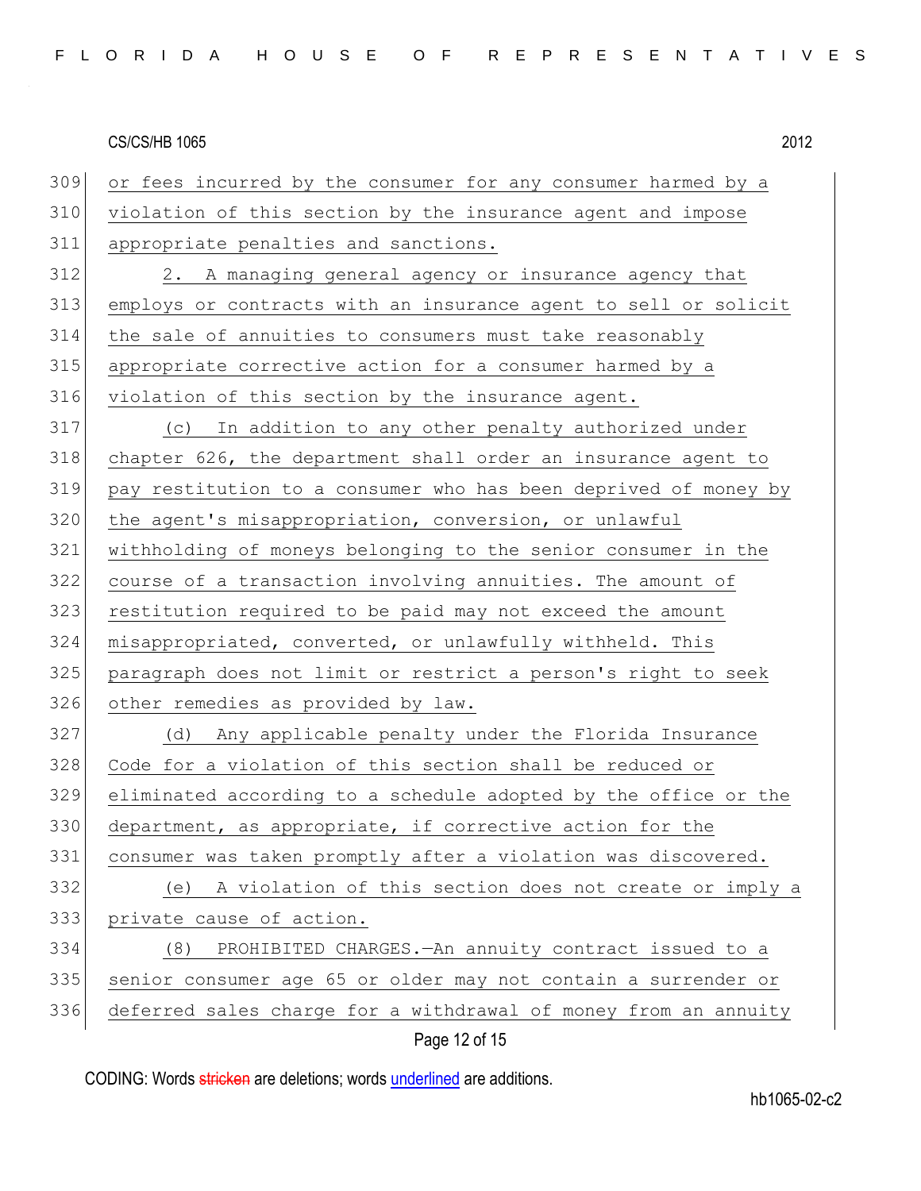or fees incurred by the consumer for any consumer harmed by a violation of this section by the insurance agent and impose appropriate penalties and sanctions.

2. A managing general agency or insurance agency that employs or contracts with an insurance agent to sell or solicit the sale of annuities to consumers must take reasonably appropriate corrective action for a consumer harmed by a violation of this section by the insurance agent.

(c) In addition to any other penalty authorized under chapter 626, the department shall order an insurance agent to pay restitution to a consumer who has been deprived of money by the agent's misappropriation, conversion, or unlawful withholding of moneys belonging to the senior consumer in the course of a transaction involving annuities. The amount of restitution required to be paid may not exceed the amount misappropriated, converted, or unlawfully withheld. This paragraph does not limit or restrict a person's right to seek other remedies as provided by law.

(d) Any applicable penalty under the Florida Insurance Code for a violation of this section shall be reduced or eliminated according to a schedule adopted by the office or the department, as appropriate, if corrective action for the consumer was taken promptly after a violation was discovered.

(e) A violation of this section does not create or imply a private cause of action.

(8) PROHIBITED CHARGES.—An annuity contract issued to a senior consumer age 65 or older may not contain a surrender or deferred sales charge for a withdrawal of money from an annuity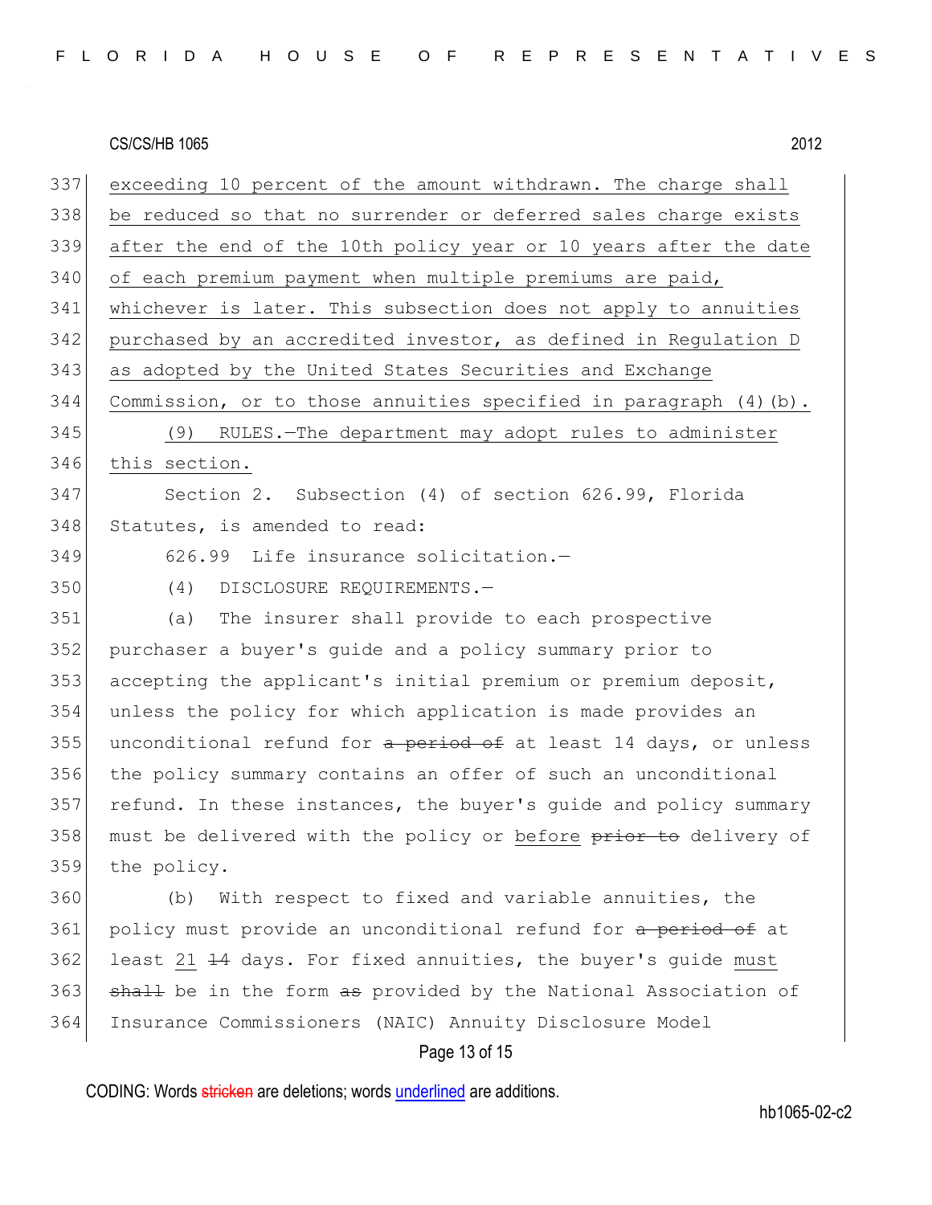exceeding 10 percent of the amount withdrawn. The charge shall be reduced so that no surrender or deferred sales charge exists after the end of the 10th policy year or 10 years after the date of each premium payment when multiple premiums are paid, whichever is later. This subsection does not apply to annuities purchased by an accredited investor, as defined in Regulation D as adopted by the United States Securities and Exchange Commission, or to those annuities specified in paragraph (4)(b).

(9) RULES.—The department may adopt rules to administer this section.

Section 2. Subsection (4) of section 626.99, Florida Statutes, is amended to read:

626.99 Life insurance solicitation.—

(4) DISCLOSURE REQUIREMENTS.—

(a) The insurer shall provide to each prospective purchaser a buyer's guide and a policy summary prior to accepting the applicant's initial premium or premium deposit, unless the policy for which application is made provides an unconditional refund for ~~a period of~~ at least 14 days, or unless the policy summary contains an offer of such an unconditional refund. In these instances, the buyer's guide and policy summary must be delivered with the policy or before ~~prior to~~ delivery of the policy.

(b) With respect to fixed and variable annuities, the policy must provide an unconditional refund for ~~a period of~~ at least 21 ~~14~~ days. For fixed annuities, the buyer's guide must ~~shall~~ be in the form ~~as~~ provided by the National Association of Insurance Commissioners (NAIC) Annuity Disclosure Model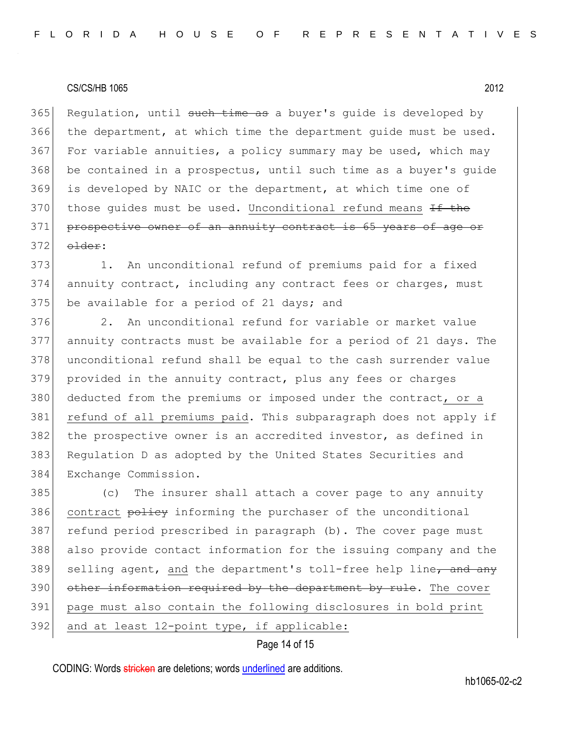Regulation, until ~~such time as~~ a buyer's guide is developed by the department, at which time the department guide must be used. For variable annuities, a policy summary may be used, which may be contained in a prospectus, until such time as a buyer's guide is developed by NAIC or the department, at which time one of those guides must be used. <u>Unconditional refund means</u> ~~If the prospective owner of an annuity contract is 65 years of age or older~~:

1. An unconditional refund of premiums paid for a fixed annuity contract, including any contract fees or charges, must be available for a period of 21 days; and

2. An unconditional refund for variable or market value annuity contracts must be available for a period of 21 days. The unconditional refund shall be equal to the cash surrender value provided in the annuity contract, plus any fees or charges deducted from the premiums or imposed under the contract<u>, or a refund of all premiums paid</u>. This subparagraph does not apply if the prospective owner is an accredited investor, as defined in Regulation D as adopted by the United States Securities and Exchange Commission.

(c) The insurer shall attach a cover page to any annuity <u>contract</u> ~~policy~~ informing the purchaser of the unconditional refund period prescribed in paragraph (b). The cover page must also provide contact information for the issuing company and the selling agent, <u>and</u> the department's toll-free help line~~, and any other information required by the department by rule~~. <u>The cover page must also contain the following disclosures in bold print and at least 12-point type, if applicable:</u>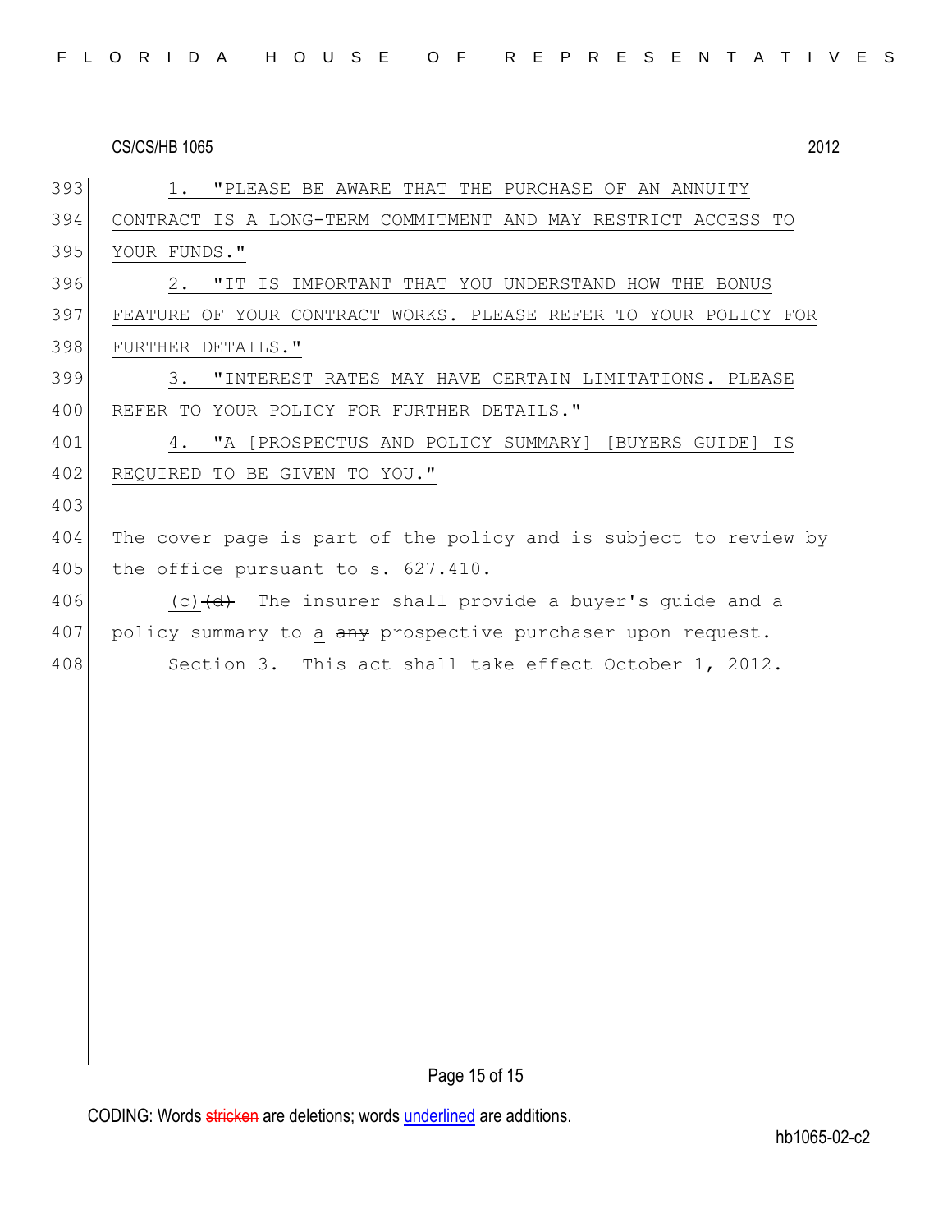1. "PLEASE BE AWARE THAT THE PURCHASE OF AN ANNUITY CONTRACT IS A LONG-TERM COMMITMENT AND MAY RESTRICT ACCESS TO YOUR FUNDS."

2. "IT IS IMPORTANT THAT YOU UNDERSTAND HOW THE BONUS FEATURE OF YOUR CONTRACT WORKS. PLEASE REFER TO YOUR POLICY FOR FURTHER DETAILS."

3. "INTEREST RATES MAY HAVE CERTAIN LIMITATIONS. PLEASE REFER TO YOUR POLICY FOR FURTHER DETAILS."

4. "A [PROSPECTUS AND POLICY SUMMARY] [BUYERS GUIDE] IS REQUIRED TO BE GIVEN TO YOU."

The cover page is part of the policy and is subject to review by the office pursuant to s. 627.410.

(c) ~~(d)~~ The insurer shall provide a buyer's guide and a policy summary to a ~~any~~ prospective purchaser upon request.

Section 3. This act shall take effect October 1, 2012.